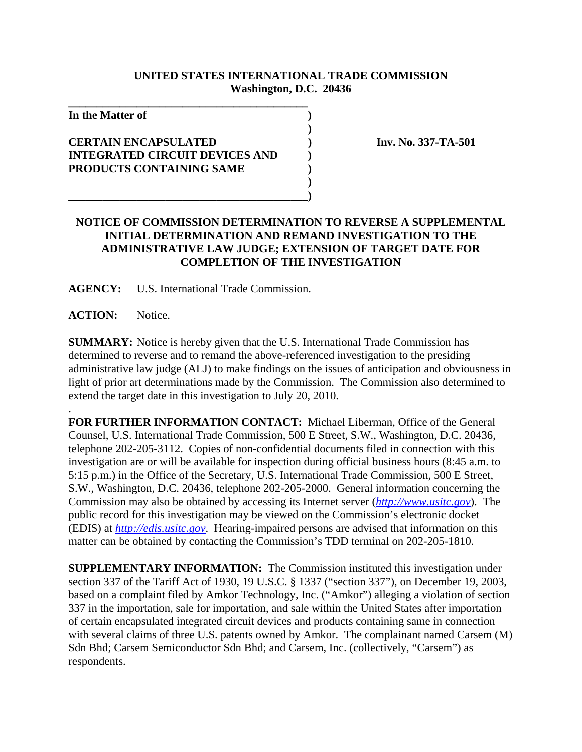**UNITED STATES INTERNATIONAL TRADE COMMISSION**
**Washington, D.C. 20436**

**In the Matter of**

**CERTAIN ENCAPSULATED INTEGRATED CIRCUIT DEVICES AND PRODUCTS CONTAINING SAME**

**Inv. No. 337-TA-501**

## NOTICE OF COMMISSION DETERMINATION TO REVERSE A SUPPLEMENTAL INITIAL DETERMINATION AND REMAND INVESTIGATION TO THE ADMINISTRATIVE LAW JUDGE; EXTENSION OF TARGET DATE FOR COMPLETION OF THE INVESTIGATION

**AGENCY:** U.S. International Trade Commission.

**ACTION:** Notice.

**SUMMARY:** Notice is hereby given that the U.S. International Trade Commission has determined to reverse and to remand the above-referenced investigation to the presiding administrative law judge (ALJ) to make findings on the issues of anticipation and obviousness in light of prior art determinations made by the Commission. The Commission also determined to extend the target date in this investigation to July 20, 2010.

**FOR FURTHER INFORMATION CONTACT:** Michael Liberman, Office of the General Counsel, U.S. International Trade Commission, 500 E Street, S.W., Washington, D.C. 20436, telephone 202-205-3112. Copies of non-confidential documents filed in connection with this investigation are or will be available for inspection during official business hours (8:45 a.m. to 5:15 p.m.) in the Office of the Secretary, U.S. International Trade Commission, 500 E Street, S.W., Washington, D.C. 20436, telephone 202-205-2000. General information concerning the Commission may also be obtained by accessing its Internet server (*http://www.usitc.gov*). The public record for this investigation may be viewed on the Commission's electronic docket (EDIS) at *http://edis.usitc.gov*. Hearing-impaired persons are advised that information on this matter can be obtained by contacting the Commission's TDD terminal on 202-205-1810.

**SUPPLEMENTARY INFORMATION:** The Commission instituted this investigation under section 337 of the Tariff Act of 1930, 19 U.S.C. § 1337 ("section 337"), on December 19, 2003, based on a complaint filed by Amkor Technology, Inc. ("Amkor") alleging a violation of section 337 in the importation, sale for importation, and sale within the United States after importation of certain encapsulated integrated circuit devices and products containing same in connection with several claims of three U.S. patents owned by Amkor. The complainant named Carsem (M) Sdn Bhd; Carsem Semiconductor Sdn Bhd; and Carsem, Inc. (collectively, "Carsem") as respondents.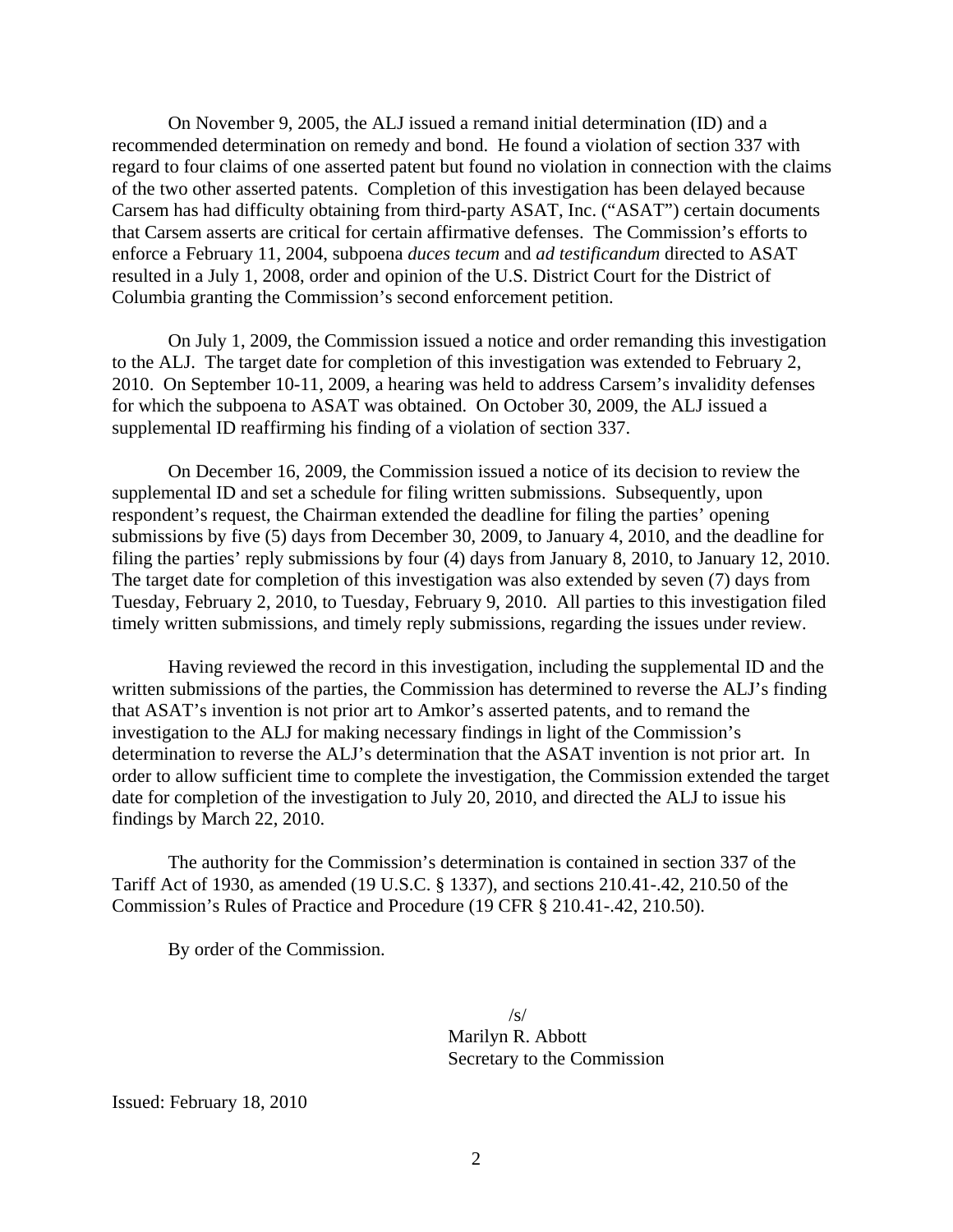On November 9, 2005, the ALJ issued a remand initial determination (ID) and a recommended determination on remedy and bond. He found a violation of section 337 with regard to four claims of one asserted patent but found no violation in connection with the claims of the two other asserted patents. Completion of this investigation has been delayed because Carsem has had difficulty obtaining from third-party ASAT, Inc. ("ASAT") certain documents that Carsem asserts are critical for certain affirmative defenses. The Commission's efforts to enforce a February 11, 2004, subpoena *duces tecum* and *ad testificandum* directed to ASAT resulted in a July 1, 2008, order and opinion of the U.S. District Court for the District of Columbia granting the Commission's second enforcement petition.

On July 1, 2009, the Commission issued a notice and order remanding this investigation to the ALJ. The target date for completion of this investigation was extended to February 2, 2010. On September 10-11, 2009, a hearing was held to address Carsem's invalidity defenses for which the subpoena to ASAT was obtained. On October 30, 2009, the ALJ issued a supplemental ID reaffirming his finding of a violation of section 337.

On December 16, 2009, the Commission issued a notice of its decision to review the supplemental ID and set a schedule for filing written submissions. Subsequently, upon respondent's request, the Chairman extended the deadline for filing the parties' opening submissions by five (5) days from December 30, 2009, to January 4, 2010, and the deadline for filing the parties' reply submissions by four (4) days from January 8, 2010, to January 12, 2010. The target date for completion of this investigation was also extended by seven (7) days from Tuesday, February 2, 2010, to Tuesday, February 9, 2010. All parties to this investigation filed timely written submissions, and timely reply submissions, regarding the issues under review.

Having reviewed the record in this investigation, including the supplemental ID and the written submissions of the parties, the Commission has determined to reverse the ALJ's finding that ASAT's invention is not prior art to Amkor's asserted patents, and to remand the investigation to the ALJ for making necessary findings in light of the Commission's determination to reverse the ALJ's determination that the ASAT invention is not prior art. In order to allow sufficient time to complete the investigation, the Commission extended the target date for completion of the investigation to July 20, 2010, and directed the ALJ to issue his findings by March 22, 2010.

The authority for the Commission's determination is contained in section 337 of the Tariff Act of 1930, as amended (19 U.S.C. § 1337), and sections 210.41-.42, 210.50 of the Commission's Rules of Practice and Procedure (19 CFR § 210.41-.42, 210.50).

By order of the Commission.

/s/
Marilyn R. Abbott
Secretary to the Commission

Issued: February 18, 2010